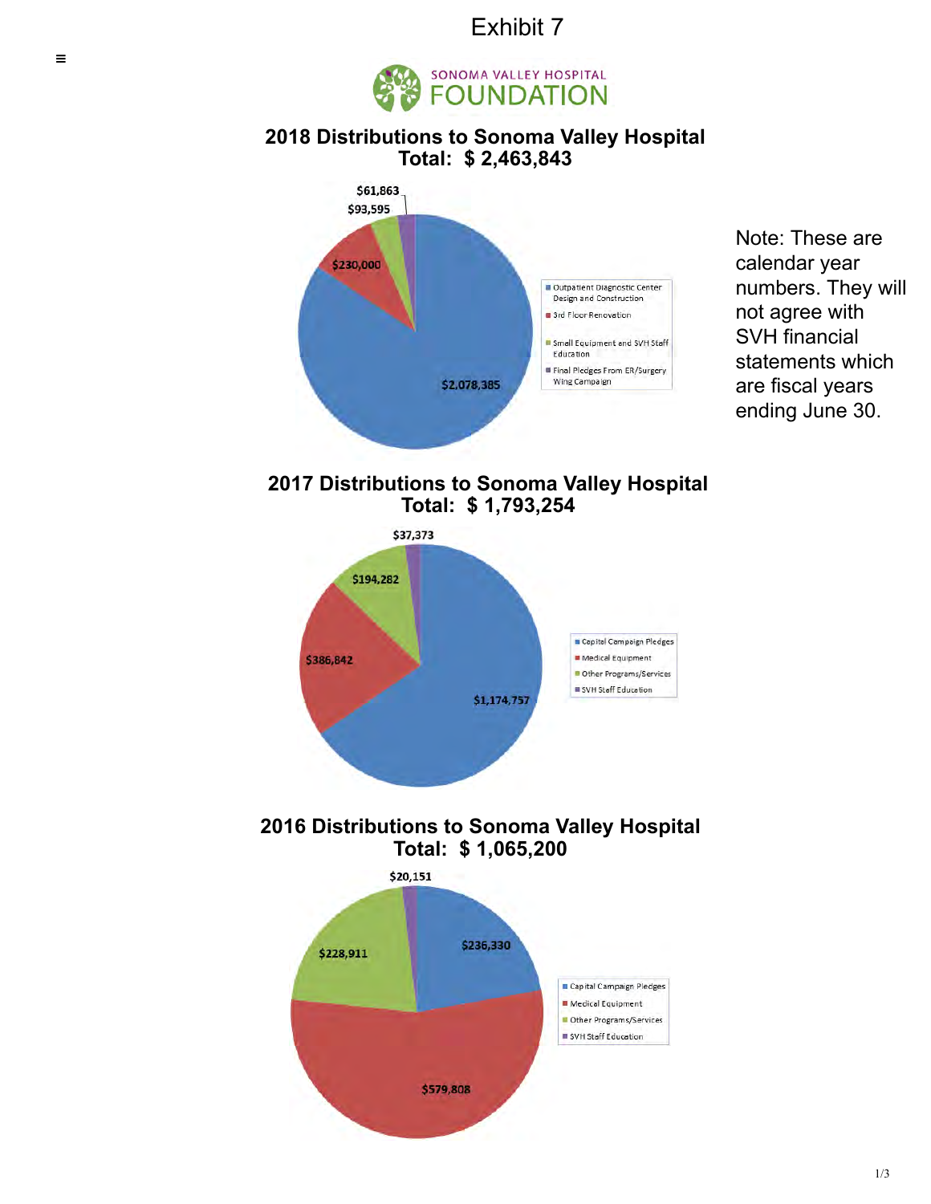# Exhibit 7

SONOMA VALLEY HOSPITAL FOUNDATION

## 2018 Distributions to Sonoma Valley Hospital
**Total: $ 2,463,843**

| Category | Amount |
|---|---|
| Outpatient Diagnostic Center Design and Construction | $2,078,385 |
| 3rd Floor Renovation | $230,000 |
| Small Equipment and SVH Staff Education | $93,595 |
| Final Pledges From ER/Surgery Wing Campaign | $61,863 |

Note: These are calendar year numbers. They will not agree with SVH financial statements which are fiscal years ending June 30.

## 2017 Distributions to Sonoma Valley Hospital
**Total: $ 1,793,254**

| Category | Amount |
|---|---|
| Capital Campaign Pledges | $1,174,757 |
| Medical Equipment | $386,842 |
| Other Programs/Services | $194,282 |
| SVH Staff Education | $37,373 |

## 2016 Distributions to Sonoma Valley Hospital
**Total: $ 1,065,200**

| Category | Amount |
|---|---|
| Capital Campaign Pledges | $236,330 |
| Medical Equipment | $579,808 |
| Other Programs/Services | $228,911 |
| SVH Staff Education | $20,151 |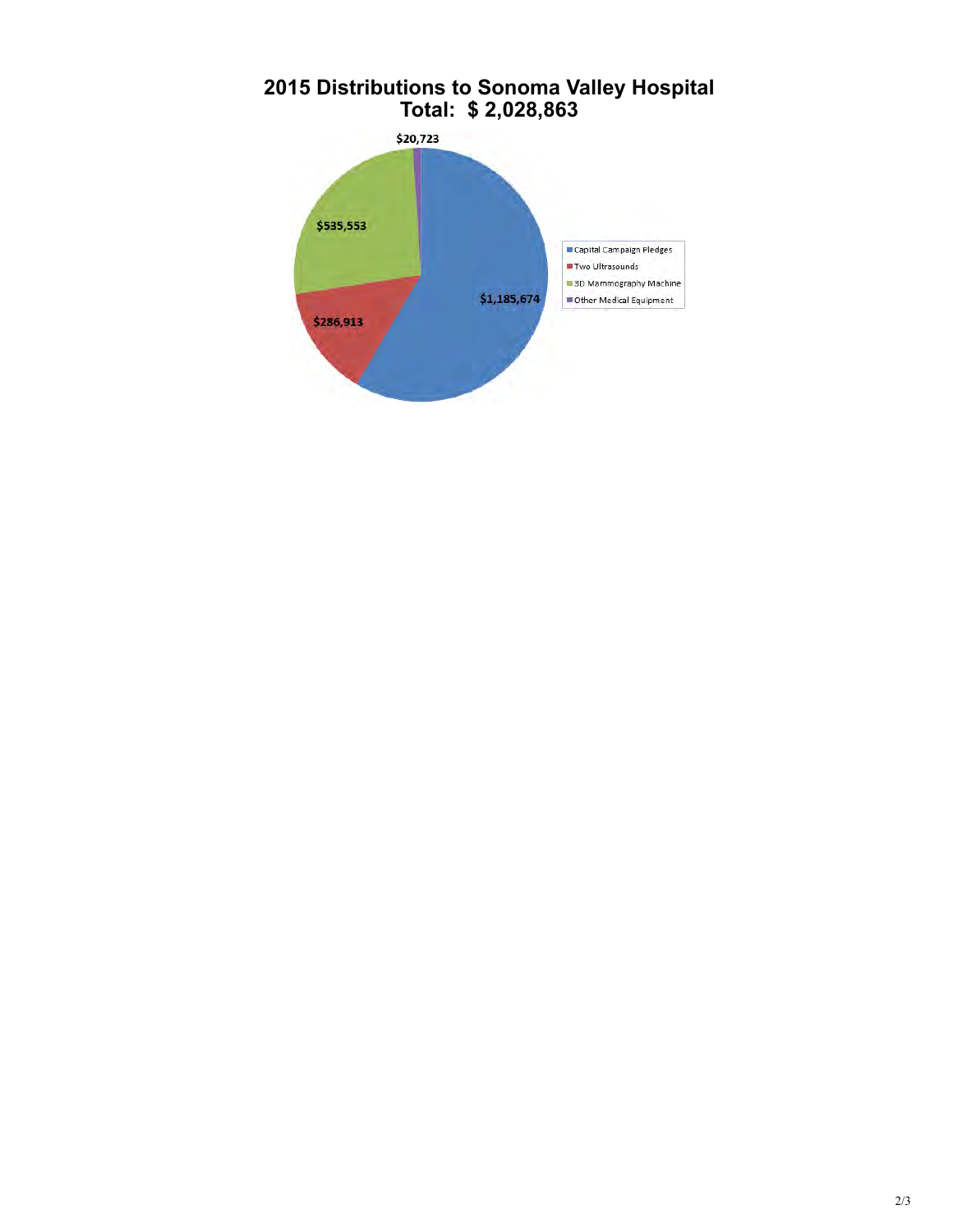# 2015 Distributions to Sonoma Valley Hospital
## Total: $ 2,028,863

| Category | Amount |
|---|---|
| Capital Campaign Pledges | $1,185,674 |
| Two Ultrasounds | $286,913 |
| 3D Mammography Machine | $535,553 |
| Other Medical Equipment | $20,723 |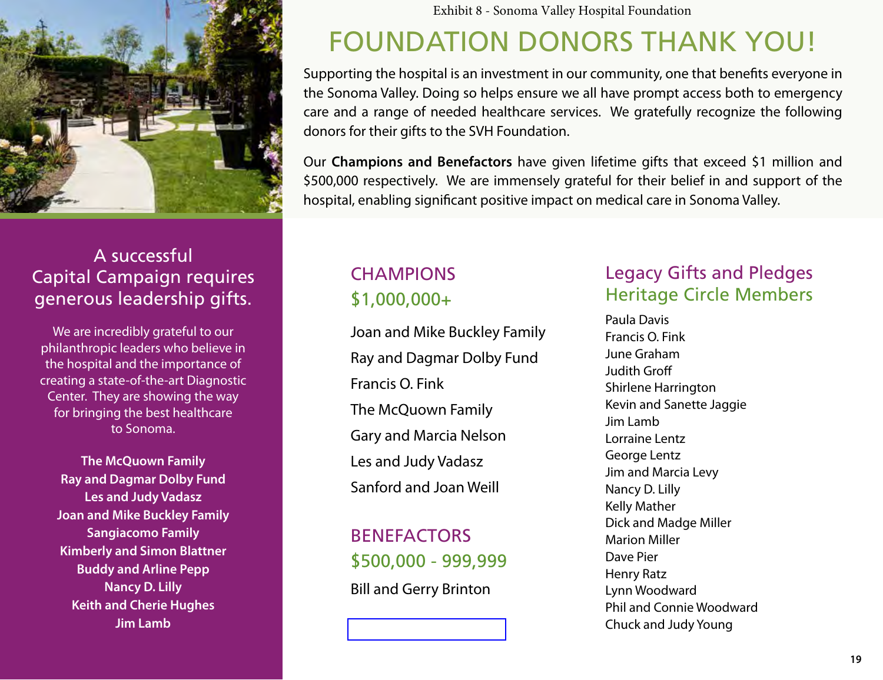Exhibit 8 - Sonoma Valley Hospital Foundation

# FOUNDATION DONORS THANK YOU!

Supporting the hospital is an investment in our community, one that benefits everyone in the Sonoma Valley. Doing so helps ensure we all have prompt access both to emergency care and a range of needed healthcare services. We gratefully recognize the following donors for their gifts to the SVH Foundation.

Our **Champions and Benefactors** have given lifetime gifts that exceed $1 million and $500,000 respectively. We are immensely grateful for their belief in and support of the hospital, enabling significant positive impact on medical care in Sonoma Valley.

## A successful Capital Campaign requires generous leadership gifts.

We are incredibly grateful to our philanthropic leaders who believe in the hospital and the importance of creating a state-of-the-art Diagnostic Center. They are showing the way for bringing the best healthcare to Sonoma.

**The McQuown Family**
**Ray and Dagmar Dolby Fund**
**Les and Judy Vadasz**
**Joan and Mike Buckley Family**
**Sangiacomo Family**
**Kimberly and Simon Blattner**
**Buddy and Arline Pepp**
**Nancy D. Lilly**
**Keith and Cherie Hughes**
**Jim Lamb**

## CHAMPIONS $1,000,000+

Joan and Mike Buckley Family
Ray and Dagmar Dolby Fund
Francis O. Fink
The McQuown Family
Gary and Marcia Nelson
Les and Judy Vadasz
Sanford and Joan Weill

## BENEFACTORS $500,000 - 999,999

Bill and Gerry Brinton

## Legacy Gifts and Pledges Heritage Circle Members

Paula Davis
Francis O. Fink
June Graham
Judith Groff
Shirlene Harrington
Kevin and Sanette Jaggie
Jim Lamb
Lorraine Lentz
George Lentz
Jim and Marcia Levy
Nancy D. Lilly
Kelly Mather
Dick and Madge Miller
Marion Miller
Dave Pier
Henry Ratz
Lynn Woodward
Phil and Connie Woodward
Chuck and Judy Young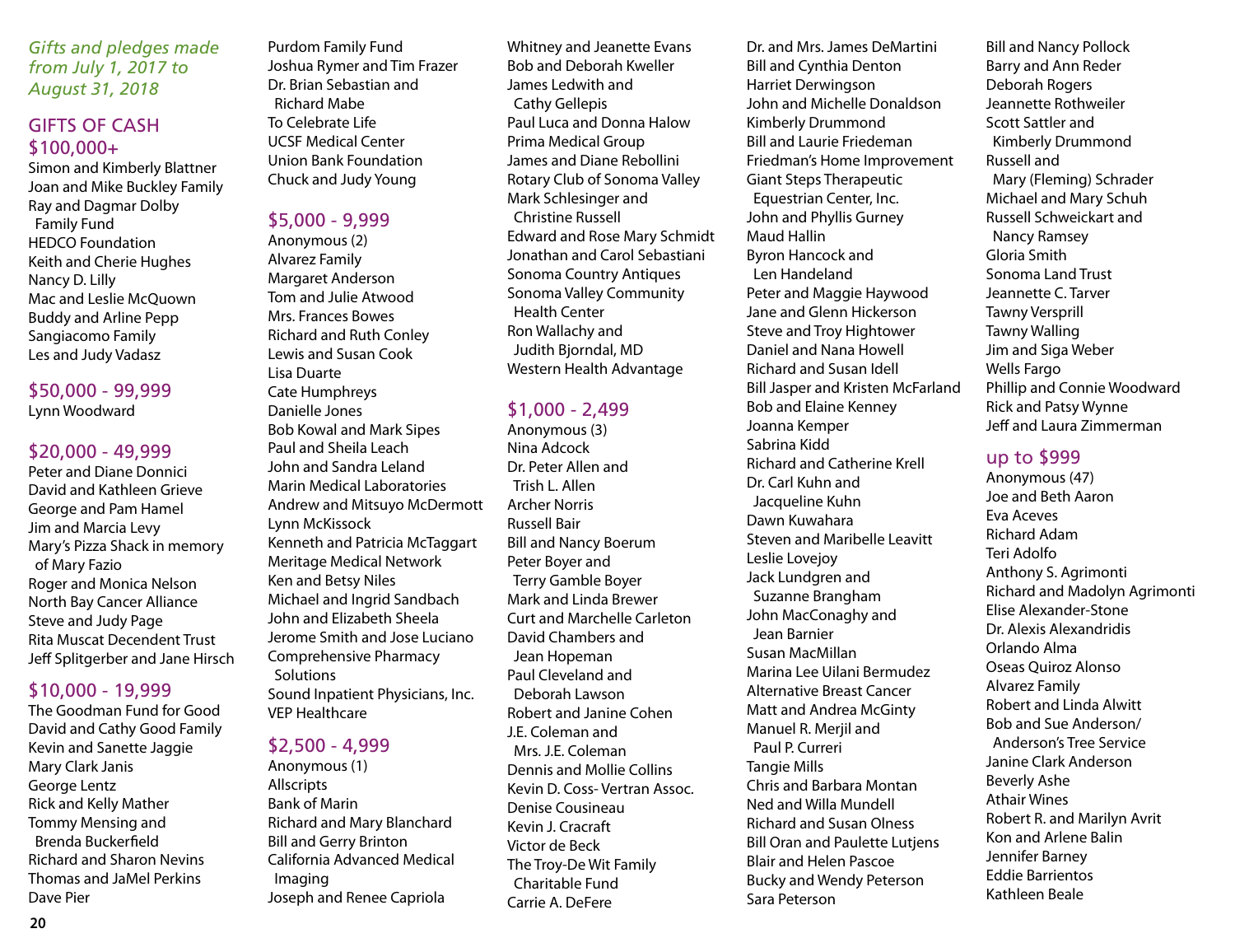*Gifts and pledges made from July 1, 2017 to August 31, 2018*

## GIFTS OF CASH

### $100,000+

Simon and Kimberly Blattner
Joan and Mike Buckley Family
Ray and Dagmar Dolby Family Fund
HEDCO Foundation
Keith and Cherie Hughes
Nancy D. Lilly
Mac and Leslie McQuown
Buddy and Arline Pepp
Sangiacomo Family
Les and Judy Vadasz

### $50,000 - 99,999

Lynn Woodward

### $20,000 - 49,999

Peter and Diane Donnici
David and Kathleen Grieve
George and Pam Hamel
Jim and Marcia Levy
Mary's Pizza Shack in memory of Mary Fazio
Roger and Monica Nelson
North Bay Cancer Alliance
Steve and Judy Page
Rita Muscat Decendent Trust
Jeff Splitgerber and Jane Hirsch

### $10,000 - 19,999

The Goodman Fund for Good
David and Cathy Good Family
Kevin and Sanette Jaggie
Mary Clark Janis
George Lentz
Rick and Kelly Mather
Tommy Mensing and Brenda Buckerfield
Richard and Sharon Nevins
Thomas and JaMel Perkins
Dave Pier
Purdom Family Fund
Joshua Rymer and Tim Frazer
Dr. Brian Sebastian and Richard Mabe
To Celebrate Life
UCSF Medical Center
Union Bank Foundation
Chuck and Judy Young

### $5,000 - 9,999

Anonymous (2)
Alvarez Family
Margaret Anderson
Tom and Julie Atwood
Mrs. Frances Bowes
Richard and Ruth Conley
Lewis and Susan Cook
Lisa Duarte
Cate Humphreys
Danielle Jones
Bob Kowal and Mark Sipes
Paul and Sheila Leach
John and Sandra Leland
Marin Medical Laboratories
Andrew and Mitsuyo McDermott
Lynn McKissock
Kenneth and Patricia McTaggart
Meritage Medical Network
Ken and Betsy Niles
Michael and Ingrid Sandbach
John and Elizabeth Sheela
Jerome Smith and Jose Luciano
Comprehensive Pharmacy Solutions
Sound Inpatient Physicians, Inc.
VEP Healthcare

### $2,500 - 4,999

Anonymous (1)
Allscripts
Bank of Marin
Richard and Mary Blanchard
Bill and Gerry Brinton
California Advanced Medical Imaging
Joseph and Renee Capriola
Whitney and Jeanette Evans
Bob and Deborah Kweller
James Ledwith and Cathy Gellepis
Paul Luca and Donna Halow
Prima Medical Group
James and Diane Rebollini
Rotary Club of Sonoma Valley
Mark Schlesinger and Christine Russell
Edward and Rose Mary Schmidt
Jonathan and Carol Sebastiani
Sonoma Country Antiques
Sonoma Valley Community Health Center
Ron Wallachy and Judith Bjorndal, MD
Western Health Advantage

### $1,000 - 2,499

Anonymous (3)
Nina Adcock
Dr. Peter Allen and Trish L. Allen
Archer Norris
Russell Bair
Bill and Nancy Boerum
Peter Boyer and Terry Gamble Boyer
Mark and Linda Brewer
Curt and Marchelle Carleton
David Chambers and Jean Hopeman
Paul Cleveland and Deborah Lawson
Robert and Janine Cohen
J.E. Coleman and Mrs. J.E. Coleman
Dennis and Mollie Collins
Kevin D. Coss- Vertran Assoc.
Denise Cousineau
Kevin J. Cracraft
Victor de Beck
The Troy-De Wit Family Charitable Fund
Carrie A. DeFere
Dr. and Mrs. James DeMartini
Bill and Cynthia Denton
Harriet Derwingson
John and Michelle Donaldson
Kimberly Drummond
Bill and Laurie Friedeman
Friedman's Home Improvement
Giant Steps Therapeutic Equestrian Center, Inc.
John and Phyllis Gurney
Maud Hallin
Byron Hancock and Len Handeland
Peter and Maggie Haywood
Jane and Glenn Hickerson
Steve and Troy Hightower
Daniel and Nana Howell
Richard and Susan Idell
Bill Jasper and Kristen McFarland
Bob and Elaine Kenney
Joanna Kemper
Sabrina Kidd
Richard and Catherine Krell
Dr. Carl Kuhn and Jacqueline Kuhn
Dawn Kuwahara
Steven and Maribelle Leavitt
Leslie Lovejoy
Jack Lundgren and Suzanne Brangham
John MacConaghy and Jean Barnier
Susan MacMillan
Marina Lee Uilani Bermudez
Alternative Breast Cancer
Matt and Andrea McGinty
Manuel R. Merjil and Paul P. Curreri
Tangie Mills
Chris and Barbara Montan
Ned and Willa Mundell
Richard and Susan Olness
Bill Oran and Paulette Lutjens
Blair and Helen Pascoe
Bucky and Wendy Peterson
Sara Peterson
Bill and Nancy Pollock
Barry and Ann Reder
Deborah Rogers
Jeannette Rothweiler
Scott Sattler and Kimberly Drummond
Russell and Mary (Fleming) Schrader
Michael and Mary Schuh
Russell Schweickart and Nancy Ramsey
Gloria Smith
Sonoma Land Trust
Jeannette C. Tarver
Tawny Versprill
Tawny Walling
Jim and Siga Weber
Wells Fargo
Phillip and Connie Woodward
Rick and Patsy Wynne
Jeff and Laura Zimmerman

### up to $999

Anonymous (47)
Joe and Beth Aaron
Eva Aceves
Richard Adam
Teri Adolfo
Anthony S. Agrimonti
Richard and Madolyn Agrimonti
Elise Alexander-Stone
Dr. Alexis Alexandridis
Orlando Alma
Oseas Quiroz Alonso
Alvarez Family
Robert and Linda Alwitt
Bob and Sue Anderson/ Anderson's Tree Service
Janine Clark Anderson
Beverly Ashe
Athair Wines
Robert R. and Marilyn Avrit
Kon and Arlene Balin
Jennifer Barney
Eddie Barrientos
Kathleen Beale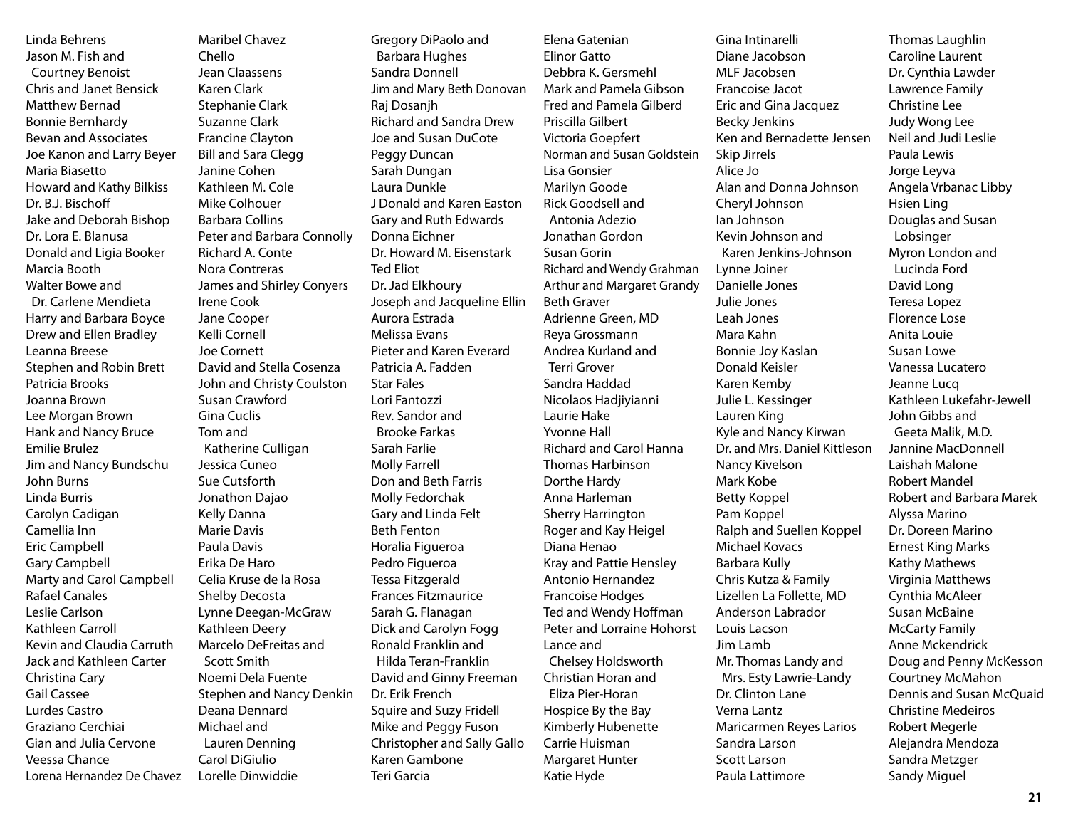Linda Behrens
Jason M. Fish and Courtney Benoist
Chris and Janet Bensick
Matthew Bernad
Bonnie Bernhardy
Bevan and Associates
Joe Kanon and Larry Beyer
Maria Biasetto
Howard and Kathy Bilkiss
Dr. B.J. Bischoff
Jake and Deborah Bishop
Dr. Lora E. Blanusa
Donald and Ligia Booker
Marcia Booth
Walter Bowe and Dr. Carlene Mendieta
Harry and Barbara Boyce
Drew and Ellen Bradley
Leanna Breese
Stephen and Robin Brett
Patricia Brooks
Joanna Brown
Lee Morgan Brown
Hank and Nancy Bruce
Emilie Brulez
Jim and Nancy Bundschu
John Burns
Linda Burris
Carolyn Cadigan
Camellia Inn
Eric Campbell
Gary Campbell
Marty and Carol Campbell
Rafael Canales
Leslie Carlson
Kathleen Carroll
Kevin and Claudia Carruth
Jack and Kathleen Carter
Christina Cary
Gail Cassee
Lurdes Castro
Graziano Cerchiai
Gian and Julia Cervone
Veessa Chance
Lorena Hernandez De Chavez
Maribel Chavez
Chello
Jean Claassens
Karen Clark
Stephanie Clark
Suzanne Clark
Francine Clayton
Bill and Sara Clegg
Janine Cohen
Kathleen M. Cole
Mike Colhouer
Barbara Collins
Peter and Barbara Connolly
Richard A. Conte
Nora Contreras
James and Shirley Conyers
Irene Cook
Jane Cooper
Kelli Cornell
Joe Cornett
David and Stella Cosenza
John and Christy Coulston
Susan Crawford
Gina Cuclis
Tom and Katherine Culligan
Jessica Cuneo
Sue Cutsforth
Jonathon Dajao
Kelly Danna
Marie Davis
Paula Davis
Erika De Haro
Celia Kruse de la Rosa
Shelby Decosta
Lynne Deegan-McGraw
Kathleen Deery
Marcelo DeFreitas and Scott Smith
Noemi Dela Fuente
Stephen and Nancy Denkin
Deana Dennard
Michael and Lauren Denning
Carol DiGiulio
Lorelle Dinwiddie
Gregory DiPaolo and Barbara Hughes
Sandra Donnell
Jim and Mary Beth Donovan
Raj Dosanjh
Richard and Sandra Drew
Joe and Susan DuCote
Peggy Duncan
Sarah Dungan
Laura Dunkle
J Donald and Karen Easton
Gary and Ruth Edwards
Donna Eichner
Dr. Howard M. Eisenstark
Ted Eliot
Dr. Jad Elkhoury
Joseph and Jacqueline Ellin
Aurora Estrada
Melissa Evans
Pieter and Karen Everard
Patricia A. Fadden
Star Fales
Lori Fantozzi
Rev. Sandor and Brooke Farkas
Sarah Farlie
Molly Farrell
Don and Beth Farris
Molly Fedorchak
Gary and Linda Felt
Beth Fenton
Horalia Figueroa
Pedro Figueroa
Tessa Fitzgerald
Frances Fitzmaurice
Sarah G. Flanagan
Dick and Carolyn Fogg
Ronald Franklin and Hilda Teran-Franklin
David and Ginny Freeman
Dr. Erik French
Squire and Suzy Fridell
Mike and Peggy Fuson
Christopher and Sally Gallo
Karen Gambone
Teri Garcia
Elena Gatenian
Elinor Gatto
Debbra K. Gersmehl
Mark and Pamela Gibson
Fred and Pamela Gilberd
Priscilla Gilbert
Victoria Goepfert
Norman and Susan Goldstein
Lisa Gonsier
Marilyn Goode
Rick Goodsell and Antonia Adezio
Jonathan Gordon
Susan Gorin
Richard and Wendy Grahman
Arthur and Margaret Grandy
Beth Graver
Adrienne Green, MD
Reya Grossmann
Andrea Kurland and Terri Grover
Sandra Haddad
Nicolaos Hadjiyianni
Laurie Hake
Yvonne Hall
Richard and Carol Hanna
Thomas Harbinson
Dorthe Hardy
Anna Harleman
Sherry Harrington
Roger and Kay Heigel
Diana Henao
Kray and Pattie Hensley
Antonio Hernandez
Francoise Hodges
Ted and Wendy Hoffman
Peter and Lorraine Hohorst
Lance and Chelsey Holdsworth
Christian Horan and Eliza Pier-Horan
Hospice By the Bay
Kimberly Hubenette
Carrie Huisman
Margaret Hunter
Katie Hyde
Gina Intinarelli
Diane Jacobson
MLF Jacobsen
Francoise Jacot
Eric and Gina Jacquez
Becky Jenkins
Ken and Bernadette Jensen
Skip Jirrels
Alice Jo
Alan and Donna Johnson
Cheryl Johnson
Ian Johnson
Kevin Johnson and Karen Jenkins-Johnson
Lynne Joiner
Danielle Jones
Julie Jones
Leah Jones
Mara Kahn
Bonnie Joy Kaslan
Donald Keisler
Karen Kemby
Julie L. Kessinger
Lauren King
Kyle and Nancy Kirwan
Dr. and Mrs. Daniel Kittleson
Nancy Kivelson
Mark Kobe
Betty Koppel
Pam Koppel
Ralph and Suellen Koppel
Michael Kovacs
Barbara Kully
Chris Kutza & Family
Lizellen La Follette, MD
Anderson Labrador
Louis Lacson
Jim Lamb
Mr. Thomas Landy and Mrs. Esty Lawrie-Landy
Dr. Clinton Lane
Verna Lantz
Maricarmen Reyes Larios
Sandra Larson
Scott Larson
Paula Lattimore
Thomas Laughlin
Caroline Laurent
Dr. Cynthia Lawder
Lawrence Family
Christine Lee
Judy Wong Lee
Neil and Judi Leslie
Paula Lewis
Jorge Leyva
Angela Vrbanac Libby
Hsien Ling
Douglas and Susan Lobsinger
Myron London and Lucinda Ford
David Long
Teresa Lopez
Florence Lose
Anita Louie
Susan Lowe
Vanessa Lucatero
Jeanne Lucq
Kathleen Lukefahr-Jewell
John Gibbs and Geeta Malik, M.D.
Jannine MacDonnell
Laishah Malone
Robert Mandel
Robert and Barbara Marek
Alyssa Marino
Dr. Doreen Marino
Ernest King Marks
Kathy Mathews
Virginia Matthews
Cynthia McAleer
Susan McBaine
McCarty Family
Anne Mckendrick
Doug and Penny McKesson
Courtney McMahon
Dennis and Susan McQuaid
Christine Medeiros
Robert Megerle
Alejandra Mendoza
Sandra Metzger
Sandy Miguel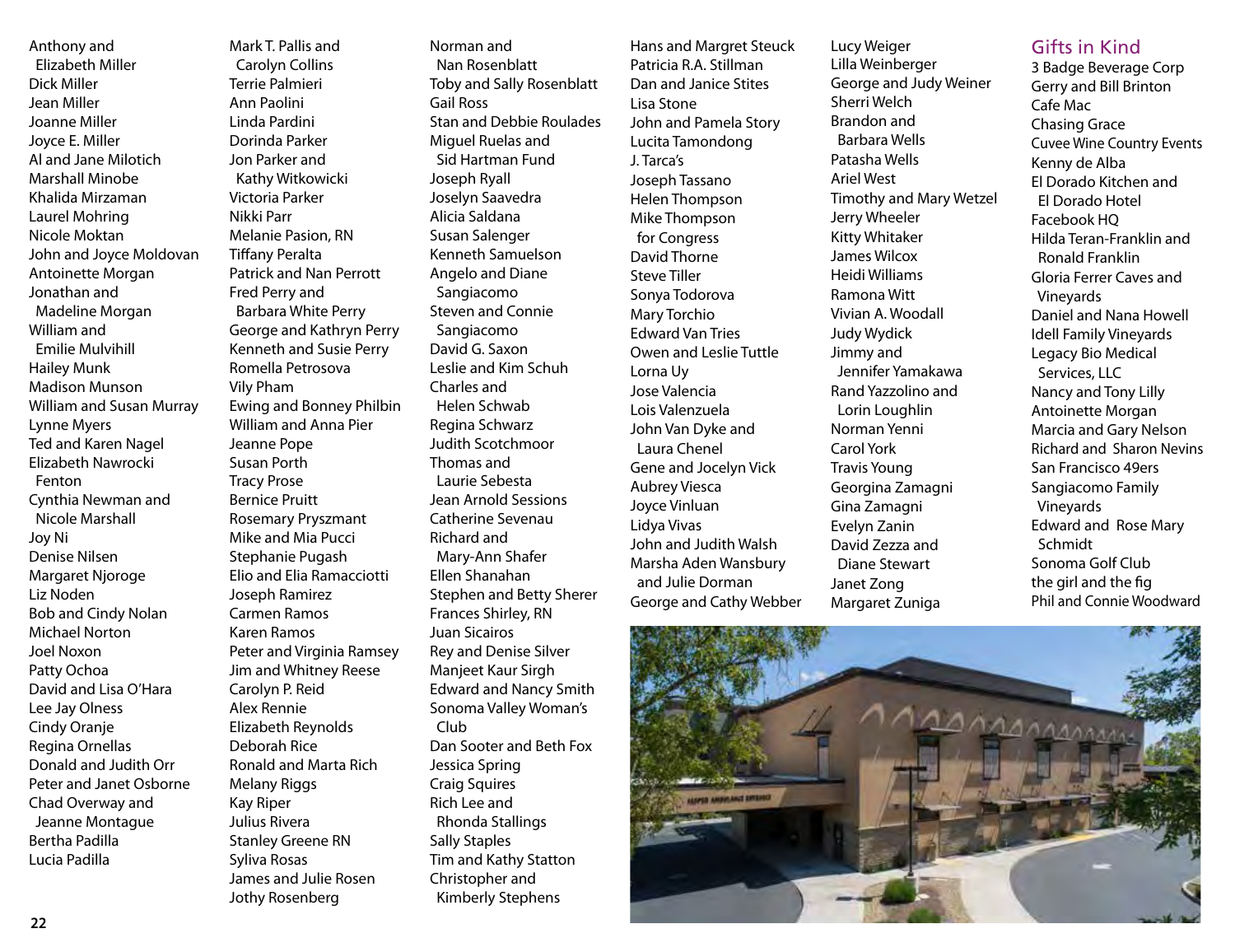Anthony and Elizabeth Miller
Dick Miller
Jean Miller
Joanne Miller
Joyce E. Miller
Al and Jane Milotich
Marshall Minobe
Khalida Mirzaman
Laurel Mohring
Nicole Moktan
John and Joyce Moldovan
Antoinette Morgan
Jonathan and Madeline Morgan
William and Emilie Mulvihill
Hailey Munk
Madison Munson
William and Susan Murray
Lynne Myers
Ted and Karen Nagel
Elizabeth Nawrocki Fenton
Cynthia Newman and Nicole Marshall
Joy Ni
Denise Nilsen
Margaret Njoroge
Liz Noden
Bob and Cindy Nolan
Michael Norton
Joel Noxon
Patty Ochoa
David and Lisa O'Hara
Lee Jay Olness
Cindy Oranje
Regina Ornellas
Donald and Judith Orr
Peter and Janet Osborne
Chad Overway and Jeanne Montague
Bertha Padilla
Lucia Padilla

Mark T. Pallis and Carolyn Collins
Terrie Palmieri
Ann Paolini
Linda Pardini
Dorinda Parker
Jon Parker and Kathy Witkowicki
Victoria Parker
Nikki Parr
Melanie Pasion, RN
Tiffany Peralta
Patrick and Nan Perrott
Fred Perry and Barbara White Perry
George and Kathryn Perry
Kenneth and Susie Perry
Romella Petrosova
Vily Pham
Ewing and Bonney Philbin
William and Anna Pier
Jeanne Pope
Susan Porth
Tracy Prose
Bernice Pruitt
Rosemary Pryszmant
Mike and Mia Pucci
Stephanie Pugash
Elio and Elia Ramacciotti
Joseph Ramirez
Carmen Ramos
Karen Ramos
Peter and Virginia Ramsey
Jim and Whitney Reese
Carolyn P. Reid
Alex Rennie
Elizabeth Reynolds
Deborah Rice
Ronald and Marta Rich
Melany Riggs
Kay Riper
Julius Rivera
Stanley Greene RN
Syliva Rosas
James and Julie Rosen
Jothy Rosenberg

Norman and Nan Rosenblatt
Toby and Sally Rosenblatt
Gail Ross
Stan and Debbie Roulades
Miguel Ruelas and Sid Hartman Fund
Joseph Ryall
Joselyn Saavedra
Alicia Saldana
Susan Salenger
Kenneth Samuelson
Angelo and Diane Sangiacomo
Steven and Connie Sangiacomo
David G. Saxon
Leslie and Kim Schuh
Charles and Helen Schwab
Regina Schwarz
Judith Scotchmoor
Thomas and Laurie Sebesta
Jean Arnold Sessions
Catherine Sevenau
Richard and Mary-Ann Shafer
Ellen Shanahan
Stephen and Betty Sherer
Frances Shirley, RN
Juan Sicairos
Rey and Denise Silver
Manjeet Kaur Sirgh
Edward and Nancy Smith
Sonoma Valley Woman's Club
Dan Sooter and Beth Fox
Jessica Spring
Craig Squires
Rich Lee and Rhonda Stallings
Sally Staples
Tim and Kathy Statton
Christopher and Kimberly Stephens

Hans and Margret Steuck
Patricia R.A. Stillman
Dan and Janice Stites
Lisa Stone
John and Pamela Story
Lucita Tamondong
J. Tarca's
Joseph Tassano
Helen Thompson
Mike Thompson for Congress
David Thorne
Steve Tiller
Sonya Todorova
Mary Torchio
Edward Van Tries
Owen and Leslie Tuttle
Lorna Uy
Jose Valencia
Lois Valenzuela
John Van Dyke and Laura Chenel
Gene and Jocelyn Vick
Aubrey Viesca
Joyce Vinluan
Lidya Vivas
John and Judith Walsh
Marsha Aden Wansbury and Julie Dorman
George and Cathy Webber

Lucy Weiger
Lilla Weinberger
George and Judy Weiner
Sherri Welch
Brandon and Barbara Wells
Patasha Wells
Ariel West
Timothy and Mary Wetzel
Jerry Wheeler
Kitty Whitaker
James Wilcox
Heidi Williams
Ramona Witt
Vivian A. Woodall
Judy Wydick
Jimmy and Jennifer Yamakawa
Rand Yazzolino and Lorin Loughlin
Norman Yenni
Carol York
Travis Young
Georgina Zamagni
Gina Zamagni
Evelyn Zanin
David Zezza and Diane Stewart
Janet Zong
Margaret Zuniga

## Gifts in Kind

3 Badge Beverage Corp
Gerry and Bill Brinton
Cafe Mac
Chasing Grace
Cuvee Wine Country Events
Kenny de Alba
El Dorado Kitchen and El Dorado Hotel
Facebook HQ
Hilda Teran-Franklin and Ronald Franklin
Gloria Ferrer Caves and Vineyards
Daniel and Nana Howell
Idell Family Vineyards
Legacy Bio Medical Services, LLC
Nancy and Tony Lilly
Antoinette Morgan
Marcia and Gary Nelson
Richard and Sharon Nevins
San Francisco 49ers
Sangiacomo Family Vineyards
Edward and Rose Mary Schmidt
Sonoma Golf Club
the girl and the fig
Phil and Connie Woodward